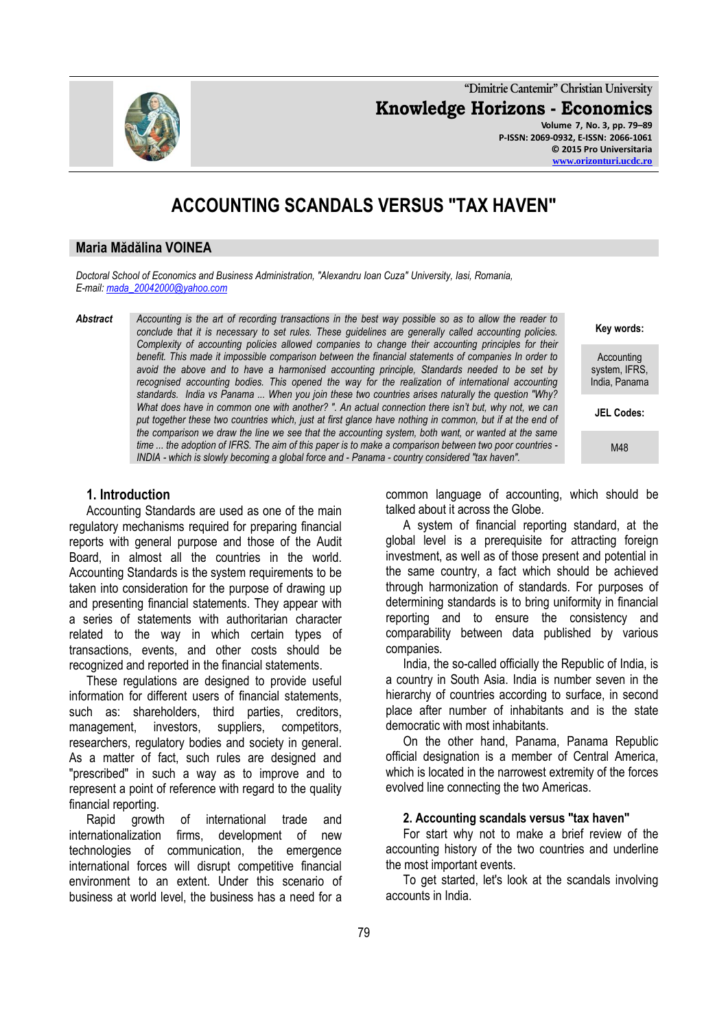"Dimitrie Cantemir" Christian University

**Knowledge Horizons - Economics**

Volume 7, No. 3, pp. 79–89
P-ISSN: 2069-0932, E-ISSN: 2066-1061
© 2015 Pro Universitaria
www.orizonturi.ucdc.ro

# ACCOUNTING SCANDALS VERSUS "TAX HAVEN"

**Maria Mădălina VOINEA**

*Doctoral School of Economics and Business Administration, "Alexandru Ioan Cuza" University, Iasi, Romania,*
*E-mail: mada_20042000@yahoo.com*

**Abstract** *Accounting is the art of recording transactions in the best way possible so as to allow the reader to conclude that it is necessary to set rules. These guidelines are generally called accounting policies. Complexity of accounting policies allowed companies to change their accounting principles for their benefit. This made it impossible comparison between the financial statements of companies In order to avoid the above and to have a harmonised accounting principle, Standards needed to be set by recognised accounting bodies. This opened the way for the realization of international accounting standards. India vs Panama ... When you join these two countries arises naturally the question "Why? What does have in common one with another? ". An actual connection there isn't but, why not, we can put together these two countries which, just at first glance have nothing in common, but if at the end of the comparison we draw the line we see that the accounting system, both want, or wanted at the same time ... the adoption of IFRS. The aim of this paper is to make a comparison between two poor countries - INDIA - which is slowly becoming a global force and - Panama - country considered "tax haven".*

**Key words:** Accounting system, IFRS, India, Panama

**JEL Codes:** M48

## 1. Introduction

Accounting Standards are used as one of the main regulatory mechanisms required for preparing financial reports with general purpose and those of the Audit Board, in almost all the countries in the world. Accounting Standards is the system requirements to be taken into consideration for the purpose of drawing up and presenting financial statements. They appear with a series of statements with authoritarian character related to the way in which certain types of transactions, events, and other costs should be recognized and reported in the financial statements.

These regulations are designed to provide useful information for different users of financial statements, such as: shareholders, third parties, creditors, management, investors, suppliers, competitors, researchers, regulatory bodies and society in general. As a matter of fact, such rules are designed and "prescribed" in such a way as to improve and to represent a point of reference with regard to the quality financial reporting.

Rapid growth of international trade and internationalization firms, development of new technologies of communication, the emergence international forces will disrupt competitive financial environment to an extent. Under this scenario of business at world level, the business has a need for a common language of accounting, which should be talked about it across the Globe.

A system of financial reporting standard, at the global level is a prerequisite for attracting foreign investment, as well as of those present and potential in the same country, a fact which should be achieved through harmonization of standards. For purposes of determining standards is to bring uniformity in financial reporting and to ensure the consistency and comparability between data published by various companies.

India, the so-called officially the Republic of India, is a country in South Asia. India is number seven in the hierarchy of countries according to surface, is second place after number of inhabitants and is the state democratic with most inhabitants.

On the other hand, Panama, Panama Republic official designation is a member of Central America, which is located in the narrowest extremity of the forces evolved line connecting the two Americas.

### 2. Accounting scandals versus "tax haven"

For start why not to make a brief review of the accounting history of the two countries and underline the most important events.

To get started, let's look at the scandals involving accounts in India.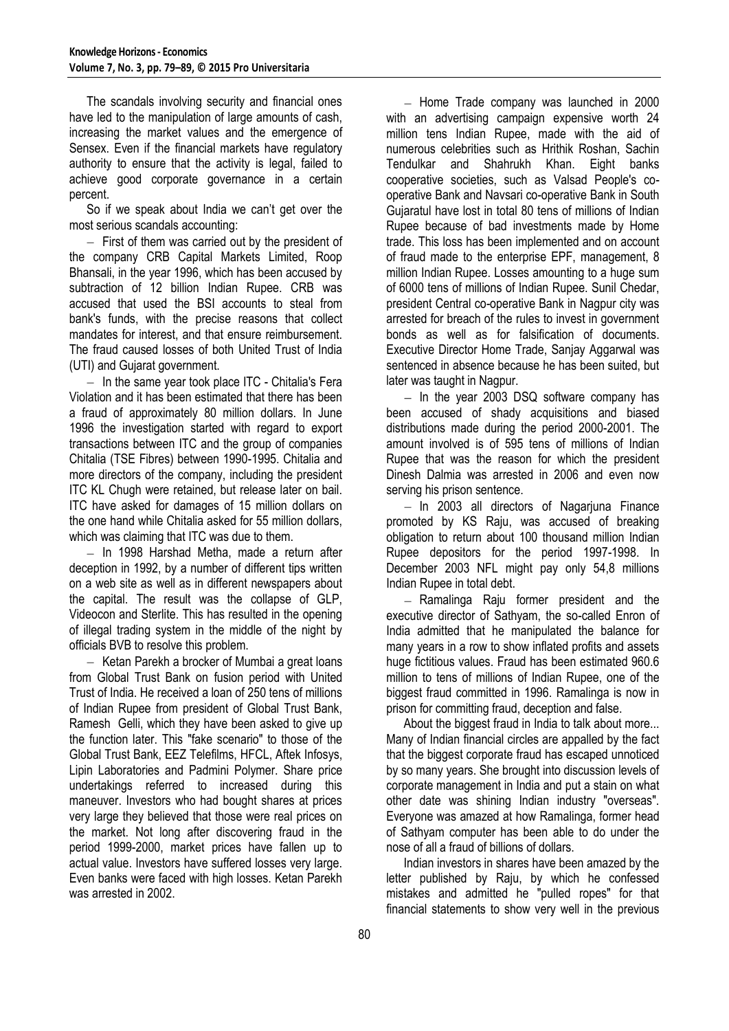The scandals involving security and financial ones have led to the manipulation of large amounts of cash, increasing the market values and the emergence of Sensex. Even if the financial markets have regulatory authority to ensure that the activity is legal, failed to achieve good corporate governance in a certain percent.

So if we speak about India we can't get over the most serious scandals accounting:

- First of them was carried out by the president of the company CRB Capital Markets Limited, Roop Bhansali, in the year 1996, which has been accused by subtraction of 12 billion Indian Rupee. CRB was accused that used the BSI accounts to steal from bank's funds, with the precise reasons that collect mandates for interest, and that ensure reimbursement. The fraud caused losses of both United Trust of India (UTI) and Gujarat government.
- In the same year took place ITC - Chitalia's Fera Violation and it has been estimated that there has been a fraud of approximately 80 million dollars. In June 1996 the investigation started with regard to export transactions between ITC and the group of companies Chitalia (TSE Fibres) between 1990-1995. Chitalia and more directors of the company, including the president ITC KL Chugh were retained, but release later on bail. ITC have asked for damages of 15 million dollars on the one hand while Chitalia asked for 55 million dollars, which was claiming that ITC was due to them.
- In 1998 Harshad Metha, made a return after deception in 1992, by a number of different tips written on a web site as well as in different newspapers about the capital. The result was the collapse of GLP, Videocon and Sterlite. This has resulted in the opening of illegal trading system in the middle of the night by officials BVB to resolve this problem.
- Ketan Parekh a brocker of Mumbai a great loans from Global Trust Bank on fusion period with United Trust of India. He received a loan of 250 tens of millions of Indian Rupee from president of Global Trust Bank, Ramesh Gelli, which they have been asked to give up the function later. This "fake scenario" to those of the Global Trust Bank, EEZ Telefilms, HFCL, Aftek Infosys, Lipin Laboratories and Padmini Polymer. Share price undertakings referred to increased during this maneuver. Investors who had bought shares at prices very large they believed that those were real prices on the market. Not long after discovering fraud in the period 1999-2000, market prices have fallen up to actual value. Investors have suffered losses very large. Even banks were faced with high losses. Ketan Parekh was arrested in 2002.
- Home Trade company was launched in 2000 with an advertising campaign expensive worth 24 million tens Indian Rupee, made with the aid of numerous celebrities such as Hrithik Roshan, Sachin Tendulkar and Shahrukh Khan. Eight banks cooperative societies, such as Valsad People's co-operative Bank and Navsari co-operative Bank in South Gujaratul have lost in total 80 tens of millions of Indian Rupee because of bad investments made by Home trade. This loss has been implemented and on account of fraud made to the enterprise EPF, management, 8 million Indian Rupee. Losses amounting to a huge sum of 6000 tens of millions of Indian Rupee. Sunil Chedar, president Central co-operative Bank in Nagpur city was arrested for breach of the rules to invest in government bonds as well as for falsification of documents. Executive Director Home Trade, Sanjay Aggarwal was sentenced in absence because he has been suited, but later was taught in Nagpur.
- In the year 2003 DSQ software company has been accused of shady acquisitions and biased distributions made during the period 2000-2001. The amount involved is of 595 tens of millions of Indian Rupee that was the reason for which the president Dinesh Dalmia was arrested in 2006 and even now serving his prison sentence.
- In 2003 all directors of Nagarjuna Finance promoted by KS Raju, was accused of breaking obligation to return about 100 thousand million Indian Rupee depositors for the period 1997-1998. In December 2003 NFL might pay only 54,8 millions Indian Rupee in total debt.
- Ramalinga Raju former president and the executive director of Sathyam, the so-called Enron of India admitted that he manipulated the balance for many years in a row to show inflated profits and assets huge fictitious values. Fraud has been estimated 960.6 million to tens of millions of Indian Rupee, one of the biggest fraud committed in 1996. Ramalinga is now in prison for committing fraud, deception and false.

About the biggest fraud in India to talk about more... Many of Indian financial circles are appalled by the fact that the biggest corporate fraud has escaped unnoticed by so many years. She brought into discussion levels of corporate management in India and put a stain on what other date was shining Indian industry "overseas". Everyone was amazed at how Ramalinga, former head of Sathyam computer has been able to do under the nose of all a fraud of billions of dollars.

Indian investors in shares have been amazed by the letter published by Raju, by which he confessed mistakes and admitted he "pulled ropes" for that financial statements to show very well in the previous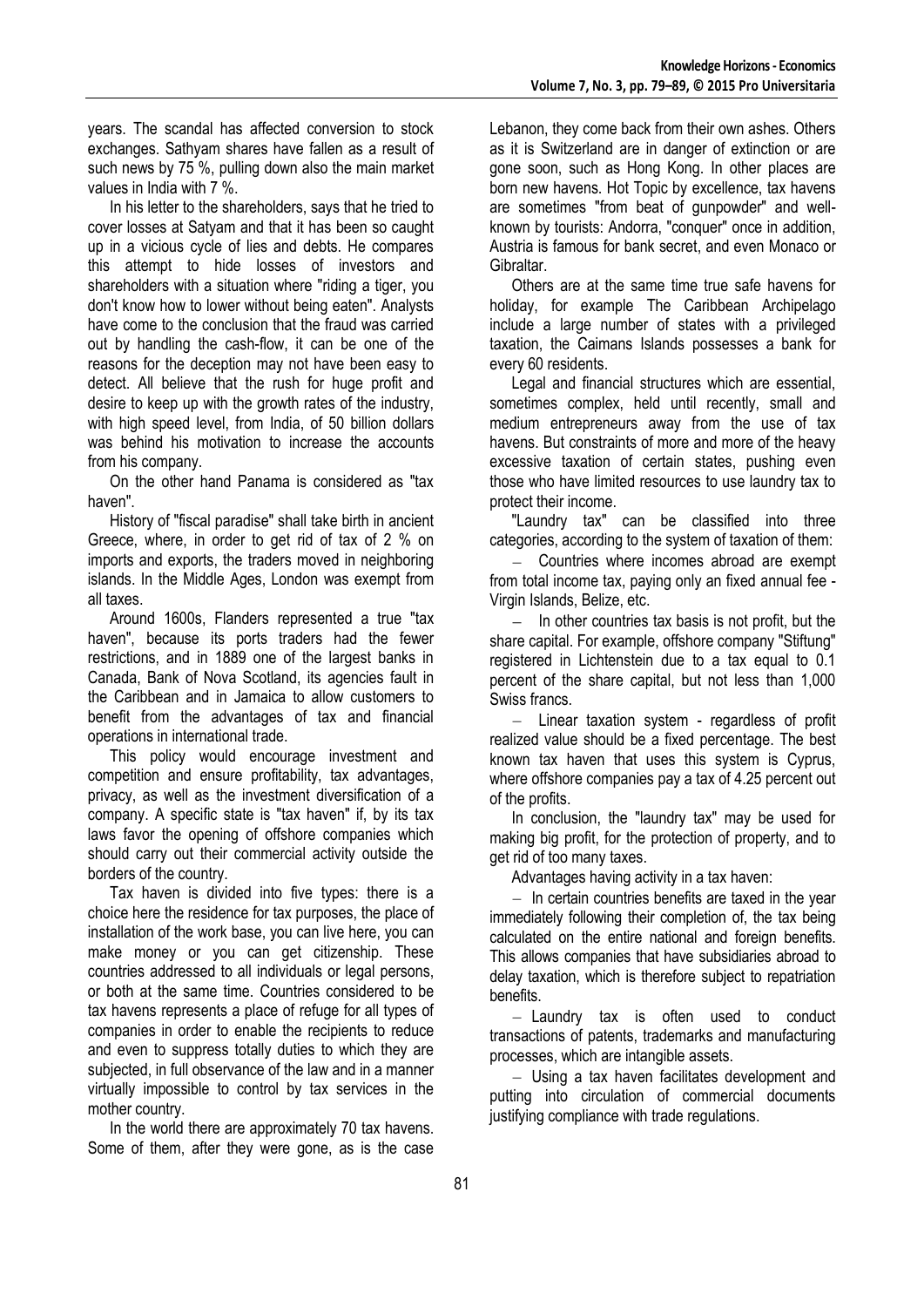years. The scandal has affected conversion to stock exchanges. Sathyam shares have fallen as a result of such news by 75 %, pulling down also the main market values in India with 7 %.

In his letter to the shareholders, says that he tried to cover losses at Satyam and that it has been so caught up in a vicious cycle of lies and debts. He compares this attempt to hide losses of investors and shareholders with a situation where "riding a tiger, you don't know how to lower without being eaten". Analysts have come to the conclusion that the fraud was carried out by handling the cash-flow, it can be one of the reasons for the deception may not have been easy to detect. All believe that the rush for huge profit and desire to keep up with the growth rates of the industry, with high speed level, from India, of 50 billion dollars was behind his motivation to increase the accounts from his company.

On the other hand Panama is considered as "tax haven".

History of "fiscal paradise" shall take birth in ancient Greece, where, in order to get rid of tax of 2 % on imports and exports, the traders moved in neighboring islands. In the Middle Ages, London was exempt from all taxes.

Around 1600s, Flanders represented a true "tax haven", because its ports traders had the fewer restrictions, and in 1889 one of the largest banks in Canada, Bank of Nova Scotland, its agencies fault in the Caribbean and in Jamaica to allow customers to benefit from the advantages of tax and financial operations in international trade.

This policy would encourage investment and competition and ensure profitability, tax advantages, privacy, as well as the investment diversification of a company. A specific state is "tax haven" if, by its tax laws favor the opening of offshore companies which should carry out their commercial activity outside the borders of the country.

Tax haven is divided into five types: there is a choice here the residence for tax purposes, the place of installation of the work base, you can live here, you can make money or you can get citizenship. These countries addressed to all individuals or legal persons, or both at the same time. Countries considered to be tax havens represents a place of refuge for all types of companies in order to enable the recipients to reduce and even to suppress totally duties to which they are subjected, in full observance of the law and in a manner virtually impossible to control by tax services in the mother country.

In the world there are approximately 70 tax havens. Some of them, after they were gone, as is the case Lebanon, they come back from their own ashes. Others as it is Switzerland are in danger of extinction or are gone soon, such as Hong Kong. In other places are born new havens. Hot Topic by excellence, tax havens are sometimes "from beat of gunpowder" and well-known by tourists: Andorra, "conquer" once in addition, Austria is famous for bank secret, and even Monaco or Gibraltar.

Others are at the same time true safe havens for holiday, for example The Caribbean Archipelago include a large number of states with a privileged taxation, the Caimans Islands possesses a bank for every 60 residents.

Legal and financial structures which are essential, sometimes complex, held until recently, small and medium entrepreneurs away from the use of tax havens. But constraints of more and more of the heavy excessive taxation of certain states, pushing even those who have limited resources to use laundry tax to protect their income.

"Laundry tax" can be classified into three categories, according to the system of taxation of them:

- Countries where incomes abroad are exempt from total income tax, paying only an fixed annual fee - Virgin Islands, Belize, etc.
- In other countries tax basis is not profit, but the share capital. For example, offshore company "Stiftung" registered in Lichtenstein due to a tax equal to 0.1 percent of the share capital, but not less than 1,000 Swiss francs.
- Linear taxation system - regardless of profit realized value should be a fixed percentage. The best known tax haven that uses this system is Cyprus, where offshore companies pay a tax of 4.25 percent out of the profits.

In conclusion, the "laundry tax" may be used for making big profit, for the protection of property, and to get rid of too many taxes.

Advantages having activity in a tax haven:

- In certain countries benefits are taxed in the year immediately following their completion of, the tax being calculated on the entire national and foreign benefits. This allows companies that have subsidiaries abroad to delay taxation, which is therefore subject to repatriation benefits.
- Laundry tax is often used to conduct transactions of patents, trademarks and manufacturing processes, which are intangible assets.
- Using a tax haven facilitates development and putting into circulation of commercial documents justifying compliance with trade regulations.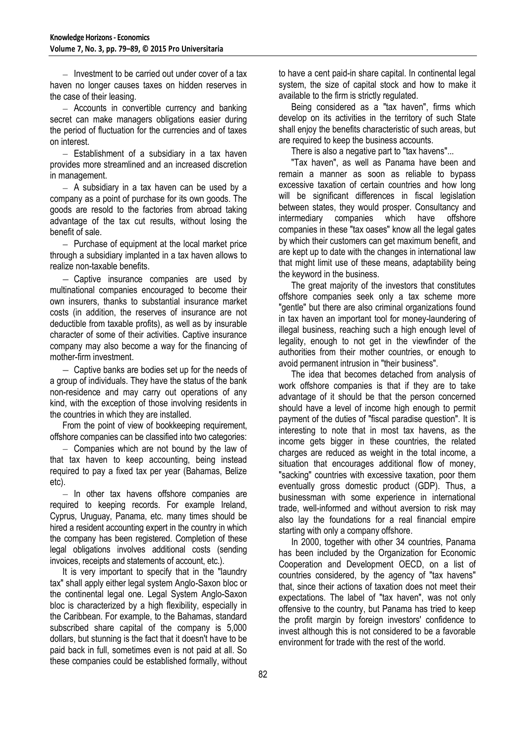– Investment to be carried out under cover of a tax haven no longer causes taxes on hidden reserves in the case of their leasing.

– Accounts in convertible currency and banking secret can make managers obligations easier during the period of fluctuation for the currencies and of taxes on interest.

– Establishment of a subsidiary in a tax haven provides more streamlined and an increased discretion in management.

– A subsidiary in a tax haven can be used by a company as a point of purchase for its own goods. The goods are resold to the factories from abroad taking advantage of the tax cut results, without losing the benefit of sale.

– Purchase of equipment at the local market price through a subsidiary implanted in a tax haven allows to realize non-taxable benefits.

– Captive insurance companies are used by multinational companies encouraged to become their own insurers, thanks to substantial insurance market costs (in addition, the reserves of insurance are not deductible from taxable profits), as well as by insurable character of some of their activities. Captive insurance company may also become a way for the financing of mother-firm investment.

– Captive banks are bodies set up for the needs of a group of individuals. They have the status of the bank non-residence and may carry out operations of any kind, with the exception of those involving residents in the countries in which they are installed.

From the point of view of bookkeeping requirement, offshore companies can be classified into two categories:

– Companies which are not bound by the law of that tax haven to keep accounting, being instead required to pay a fixed tax per year (Bahamas, Belize etc).

– In other tax havens offshore companies are required to keeping records. For example Ireland, Cyprus, Uruguay, Panama, etc. many times should be hired a resident accounting expert in the country in which the company has been registered. Completion of these legal obligations involves additional costs (sending invoices, receipts and statements of account, etc.).

It is very important to specify that in the "laundry tax" shall apply either legal system Anglo-Saxon bloc or the continental legal one. Legal System Anglo-Saxon bloc is characterized by a high flexibility, especially in the Caribbean. For example, to the Bahamas, standard subscribed share capital of the company is 5,000 dollars, but stunning is the fact that it doesn't have to be paid back in full, sometimes even is not paid at all. So these companies could be established formally, without to have a cent paid-in share capital. In continental legal system, the size of capital stock and how to make it available to the firm is strictly regulated.

Being considered as a "tax haven", firms which develop on its activities in the territory of such State shall enjoy the benefits characteristic of such areas, but are required to keep the business accounts.

There is also a negative part to "tax havens"...

"Tax haven", as well as Panama have been and remain a manner as soon as reliable to bypass excessive taxation of certain countries and how long will be significant differences in fiscal legislation between states, they would prosper. Consultancy and intermediary companies which have offshore companies in these "tax oases" know all the legal gates by which their customers can get maximum benefit, and are kept up to date with the changes in international law that might limit use of these means, adaptability being the keyword in the business.

The great majority of the investors that constitutes offshore companies seek only a tax scheme more "gentle" but there are also criminal organizations found in tax haven an important tool for money-laundering of illegal business, reaching such a high enough level of legality, enough to not get in the viewfinder of the authorities from their mother countries, or enough to avoid permanent intrusion in "their business".

The idea that becomes detached from analysis of work offshore companies is that if they are to take advantage of it should be that the person concerned should have a level of income high enough to permit payment of the duties of "fiscal paradise question". It is interesting to note that in most tax havens, as the income gets bigger in these countries, the related charges are reduced as weight in the total income, a situation that encourages additional flow of money, "sacking" countries with excessive taxation, poor them eventually gross domestic product (GDP). Thus, a businessman with some experience in international trade, well-informed and without aversion to risk may also lay the foundations for a real financial empire starting with only a company offshore.

In 2000, together with other 34 countries, Panama has been included by the Organization for Economic Cooperation and Development OECD, on a list of countries considered, by the agency of "tax havens" that, since their actions of taxation does not meet their expectations. The label of "tax haven", was not only offensive to the country, but Panama has tried to keep the profit margin by foreign investors' confidence to invest although this is not considered to be a favorable environment for trade with the rest of the world.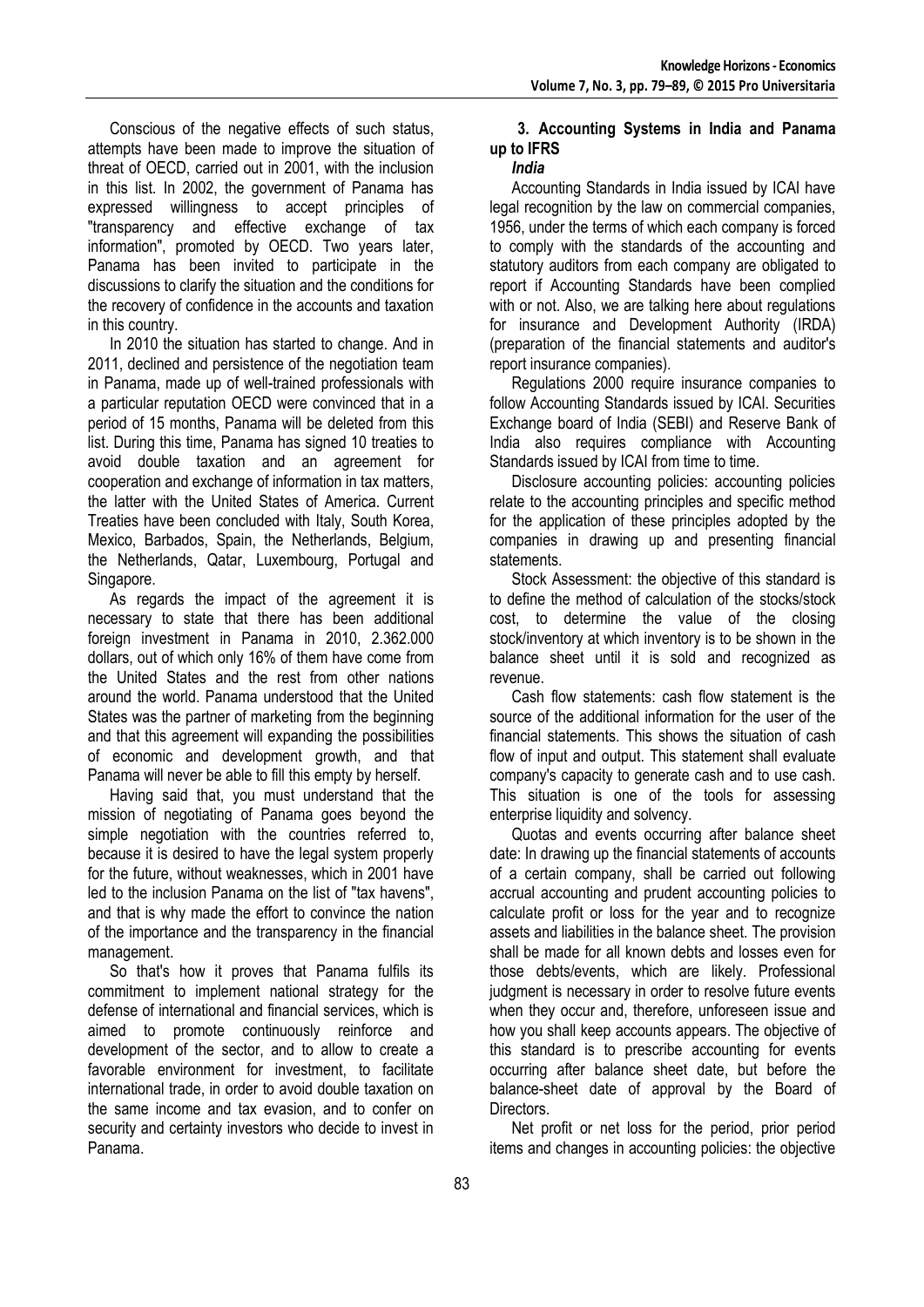Conscious of the negative effects of such status, attempts have been made to improve the situation of threat of OECD, carried out in 2001, with the inclusion in this list. In 2002, the government of Panama has expressed willingness to accept principles of "transparency and effective exchange of tax information", promoted by OECD. Two years later, Panama has been invited to participate in the discussions to clarify the situation and the conditions for the recovery of confidence in the accounts and taxation in this country.

In 2010 the situation has started to change. And in 2011, declined and persistence of the negotiation team in Panama, made up of well-trained professionals with a particular reputation OECD were convinced that in a period of 15 months, Panama will be deleted from this list. During this time, Panama has signed 10 treaties to avoid double taxation and an agreement for cooperation and exchange of information in tax matters, the latter with the United States of America. Current Treaties have been concluded with Italy, South Korea, Mexico, Barbados, Spain, the Netherlands, Belgium, the Netherlands, Qatar, Luxembourg, Portugal and Singapore.

As regards the impact of the agreement it is necessary to state that there has been additional foreign investment in Panama in 2010, 2.362.000 dollars, out of which only 16% of them have come from the United States and the rest from other nations around the world. Panama understood that the United States was the partner of marketing from the beginning and that this agreement will expanding the possibilities of economic and development growth, and that Panama will never be able to fill this empty by herself.

Having said that, you must understand that the mission of negotiating of Panama goes beyond the simple negotiation with the countries referred to, because it is desired to have the legal system properly for the future, without weaknesses, which in 2001 have led to the inclusion Panama on the list of "tax havens", and that is why made the effort to convince the nation of the importance and the transparency in the financial management.

So that's how it proves that Panama fulfils its commitment to implement national strategy for the defense of international and financial services, which is aimed to promote continuously reinforce and development of the sector, and to allow to create a favorable environment for investment, to facilitate international trade, in order to avoid double taxation on the same income and tax evasion, and to confer on security and certainty investors who decide to invest in Panama.

## 3. Accounting Systems in India and Panama up to IFRS

### *India*

Accounting Standards in India issued by ICAI have legal recognition by the law on commercial companies, 1956, under the terms of which each company is forced to comply with the standards of the accounting and statutory auditors from each company are obligated to report if Accounting Standards have been complied with or not. Also, we are talking here about regulations for insurance and Development Authority (IRDA) (preparation of the financial statements and auditor's report insurance companies).

Regulations 2000 require insurance companies to follow Accounting Standards issued by ICAI. Securities Exchange board of India (SEBI) and Reserve Bank of India also requires compliance with Accounting Standards issued by ICAI from time to time.

Disclosure accounting policies: accounting policies relate to the accounting principles and specific method for the application of these principles adopted by the companies in drawing up and presenting financial statements.

Stock Assessment: the objective of this standard is to define the method of calculation of the stocks/stock cost, to determine the value of the closing stock/inventory at which inventory is to be shown in the balance sheet until it is sold and recognized as revenue.

Cash flow statements: cash flow statement is the source of the additional information for the user of the financial statements. This shows the situation of cash flow of input and output. This statement shall evaluate company's capacity to generate cash and to use cash. This situation is one of the tools for assessing enterprise liquidity and solvency.

Quotas and events occurring after balance sheet date: In drawing up the financial statements of accounts of a certain company, shall be carried out following accrual accounting and prudent accounting policies to calculate profit or loss for the year and to recognize assets and liabilities in the balance sheet. The provision shall be made for all known debts and losses even for those debts/events, which are likely. Professional judgment is necessary in order to resolve future events when they occur and, therefore, unforeseen issue and how you shall keep accounts appears. The objective of this standard is to prescribe accounting for events occurring after balance sheet date, but before the balance-sheet date of approval by the Board of Directors.

Net profit or net loss for the period, prior period items and changes in accounting policies: the objective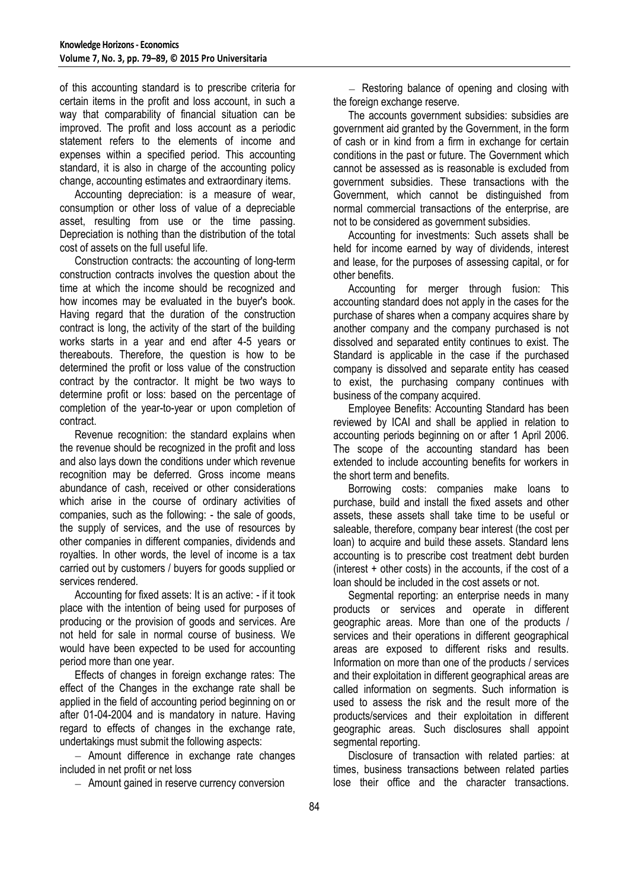of this accounting standard is to prescribe criteria for certain items in the profit and loss account, in such a way that comparability of financial situation can be improved. The profit and loss account as a periodic statement refers to the elements of income and expenses within a specified period. This accounting standard, it is also in charge of the accounting policy change, accounting estimates and extraordinary items.

Accounting depreciation: is a measure of wear, consumption or other loss of value of a depreciable asset, resulting from use or the time passing. Depreciation is nothing than the distribution of the total cost of assets on the full useful life.

Construction contracts: the accounting of long-term construction contracts involves the question about the time at which the income should be recognized and how incomes may be evaluated in the buyer's book. Having regard that the duration of the construction contract is long, the activity of the start of the building works starts in a year and end after 4-5 years or thereabouts. Therefore, the question is how to be determined the profit or loss value of the construction contract by the contractor. It might be two ways to determine profit or loss: based on the percentage of completion of the year-to-year or upon completion of contract.

Revenue recognition: the standard explains when the revenue should be recognized in the profit and loss and also lays down the conditions under which revenue recognition may be deferred. Gross income means abundance of cash, received or other considerations which arise in the course of ordinary activities of companies, such as the following: - the sale of goods, the supply of services, and the use of resources by other companies in different companies, dividends and royalties. In other words, the level of income is a tax carried out by customers / buyers for goods supplied or services rendered.

Accounting for fixed assets: It is an active: - if it took place with the intention of being used for purposes of producing or the provision of goods and services. Are not held for sale in normal course of business. We would have been expected to be used for accounting period more than one year.

Effects of changes in foreign exchange rates: The effect of the Changes in the exchange rate shall be applied in the field of accounting period beginning on or after 01-04-2004 and is mandatory in nature. Having regard to effects of changes in the exchange rate, undertakings must submit the following aspects:

- Amount difference in exchange rate changes included in net profit or net loss
- Amount gained in reserve currency conversion
- Restoring balance of opening and closing with the foreign exchange reserve.

The accounts government subsidies: subsidies are government aid granted by the Government, in the form of cash or in kind from a firm in exchange for certain conditions in the past or future. The Government which cannot be assessed as is reasonable is excluded from government subsidies. These transactions with the Government, which cannot be distinguished from normal commercial transactions of the enterprise, are not to be considered as government subsidies.

Accounting for investments: Such assets shall be held for income earned by way of dividends, interest and lease, for the purposes of assessing capital, or for other benefits.

Accounting for merger through fusion: This accounting standard does not apply in the cases for the purchase of shares when a company acquires share by another company and the company purchased is not dissolved and separated entity continues to exist. The Standard is applicable in the case if the purchased company is dissolved and separate entity has ceased to exist, the purchasing company continues with business of the company acquired.

Employee Benefits: Accounting Standard has been reviewed by ICAI and shall be applied in relation to accounting periods beginning on or after 1 April 2006. The scope of the accounting standard has been extended to include accounting benefits for workers in the short term and benefits.

Borrowing costs: companies make loans to purchase, build and install the fixed assets and other assets, these assets shall take time to be useful or saleable, therefore, company bear interest (the cost per loan) to acquire and build these assets. Standard lens accounting is to prescribe cost treatment debt burden (interest + other costs) in the accounts, if the cost of a loan should be included in the cost assets or not.

Segmental reporting: an enterprise needs in many products or services and operate in different geographic areas. More than one of the products / services and their operations in different geographical areas are exposed to different risks and results. Information on more than one of the products / services and their exploitation in different geographical areas are called information on segments. Such information is used to assess the risk and the result more of the products/services and their exploitation in different geographic areas. Such disclosures shall appoint segmental reporting.

Disclosure of transaction with related parties: at times, business transactions between related parties lose their office and the character transactions.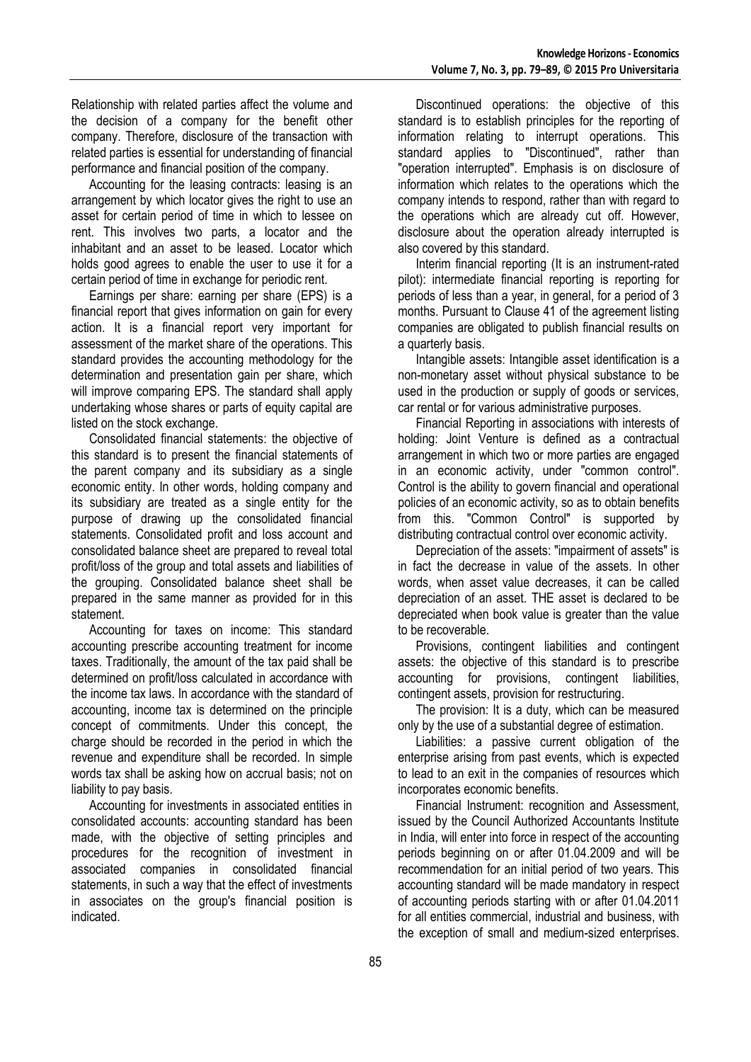Relationship with related parties affect the volume and the decision of a company for the benefit other company. Therefore, disclosure of the transaction with related parties is essential for understanding of financial performance and financial position of the company.

Accounting for the leasing contracts: leasing is an arrangement by which locator gives the right to use an asset for certain period of time in which to lessee on rent. This involves two parts, a locator and the inhabitant and an asset to be leased. Locator which holds good agrees to enable the user to use it for a certain period of time in exchange for periodic rent.

Earnings per share: earning per share (EPS) is a financial report that gives information on gain for every action. It is a financial report very important for assessment of the market share of the operations. This standard provides the accounting methodology for the determination and presentation gain per share, which will improve comparing EPS. The standard shall apply undertaking whose shares or parts of equity capital are listed on the stock exchange.

Consolidated financial statements: the objective of this standard is to present the financial statements of the parent company and its subsidiary as a single economic entity. In other words, holding company and its subsidiary are treated as a single entity for the purpose of drawing up the consolidated financial statements. Consolidated profit and loss account and consolidated balance sheet are prepared to reveal total profit/loss of the group and total assets and liabilities of the grouping. Consolidated balance sheet shall be prepared in the same manner as provided for in this statement.

Accounting for taxes on income: This standard accounting prescribe accounting treatment for income taxes. Traditionally, the amount of the tax paid shall be determined on profit/loss calculated in accordance with the income tax laws. In accordance with the standard of accounting, income tax is determined on the principle concept of commitments. Under this concept, the charge should be recorded in the period in which the revenue and expenditure shall be recorded. In simple words tax shall be asking how on accrual basis; not on liability to pay basis.

Accounting for investments in associated entities in consolidated accounts: accounting standard has been made, with the objective of setting principles and procedures for the recognition of investment in associated companies in consolidated financial statements, in such a way that the effect of investments in associates on the group's financial position is indicated.

Discontinued operations: the objective of this standard is to establish principles for the reporting of information relating to interrupt operations. This standard applies to "Discontinued", rather than "operation interrupted". Emphasis is on disclosure of information which relates to the operations which the company intends to respond, rather than with regard to the operations which are already cut off. However, disclosure about the operation already interrupted is also covered by this standard.

Interim financial reporting (It is an instrument-rated pilot): intermediate financial reporting is reporting for periods of less than a year, in general, for a period of 3 months. Pursuant to Clause 41 of the agreement listing companies are obligated to publish financial results on a quarterly basis.

Intangible assets: Intangible asset identification is a non-monetary asset without physical substance to be used in the production or supply of goods or services, car rental or for various administrative purposes.

Financial Reporting in associations with interests of holding: Joint Venture is defined as a contractual arrangement in which two or more parties are engaged in an economic activity, under "common control". Control is the ability to govern financial and operational policies of an economic activity, so as to obtain benefits from this. "Common Control" is supported by distributing contractual control over economic activity.

Depreciation of the assets: "impairment of assets" is in fact the decrease in value of the assets. In other words, when asset value decreases, it can be called depreciation of an asset. THE asset is declared to be depreciated when book value is greater than the value to be recoverable.

Provisions, contingent liabilities and contingent assets: the objective of this standard is to prescribe accounting for provisions, contingent liabilities, contingent assets, provision for restructuring.

The provision: It is a duty, which can be measured only by the use of a substantial degree of estimation.

Liabilities: a passive current obligation of the enterprise arising from past events, which is expected to lead to an exit in the companies of resources which incorporates economic benefits.

Financial Instrument: recognition and Assessment, issued by the Council Authorized Accountants Institute in India, will enter into force in respect of the accounting periods beginning on or after 01.04.2009 and will be recommendation for an initial period of two years. This accounting standard will be made mandatory in respect of accounting periods starting with or after 01.04.2011 for all entities commercial, industrial and business, with the exception of small and medium-sized enterprises.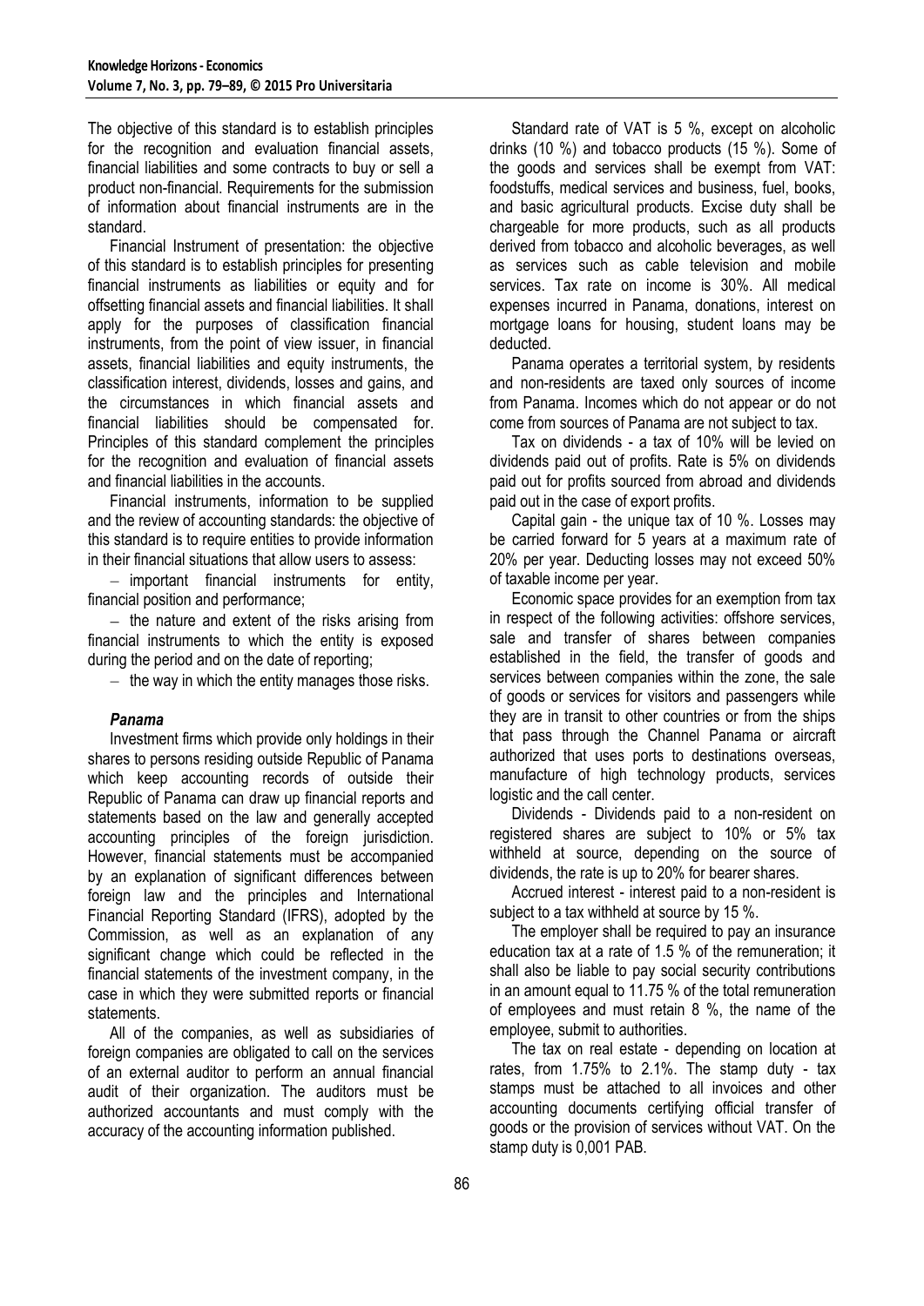The objective of this standard is to establish principles for the recognition and evaluation financial assets, financial liabilities and some contracts to buy or sell a product non-financial. Requirements for the submission of information about financial instruments are in the standard.

Financial Instrument of presentation: the objective of this standard is to establish principles for presenting financial instruments as liabilities or equity and for offsetting financial assets and financial liabilities. It shall apply for the purposes of classification financial instruments, from the point of view issuer, in financial assets, financial liabilities and equity instruments, the classification interest, dividends, losses and gains, and the circumstances in which financial assets and financial liabilities should be compensated for. Principles of this standard complement the principles for the recognition and evaluation of financial assets and financial liabilities in the accounts.

Financial instruments, information to be supplied and the review of accounting standards: the objective of this standard is to require entities to provide information in their financial situations that allow users to assess:

– important financial instruments for entity, financial position and performance;

– the nature and extent of the risks arising from financial instruments to which the entity is exposed during the period and on the date of reporting;

– the way in which the entity manages those risks.

### *Panama*

Investment firms which provide only holdings in their shares to persons residing outside Republic of Panama which keep accounting records of outside their Republic of Panama can draw up financial reports and statements based on the law and generally accepted accounting principles of the foreign jurisdiction. However, financial statements must be accompanied by an explanation of significant differences between foreign law and the principles and International Financial Reporting Standard (IFRS), adopted by the Commission, as well as an explanation of any significant change which could be reflected in the financial statements of the investment company, in the case in which they were submitted reports or financial statements.

All of the companies, as well as subsidiaries of foreign companies are obligated to call on the services of an external auditor to perform an annual financial audit of their organization. The auditors must be authorized accountants and must comply with the accuracy of the accounting information published.

Standard rate of VAT is 5 %, except on alcoholic drinks (10 %) and tobacco products (15 %). Some of the goods and services shall be exempt from VAT: foodstuffs, medical services and business, fuel, books, and basic agricultural products. Excise duty shall be chargeable for more products, such as all products derived from tobacco and alcoholic beverages, as well as services such as cable television and mobile services. Tax rate on income is 30%. All medical expenses incurred in Panama, donations, interest on mortgage loans for housing, student loans may be deducted.

Panama operates a territorial system, by residents and non-residents are taxed only sources of income from Panama. Incomes which do not appear or do not come from sources of Panama are not subject to tax.

Tax on dividends - a tax of 10% will be levied on dividends paid out of profits. Rate is 5% on dividends paid out for profits sourced from abroad and dividends paid out in the case of export profits.

Capital gain - the unique tax of 10 %. Losses may be carried forward for 5 years at a maximum rate of 20% per year. Deducting losses may not exceed 50% of taxable income per year.

Economic space provides for an exemption from tax in respect of the following activities: offshore services, sale and transfer of shares between companies established in the field, the transfer of goods and services between companies within the zone, the sale of goods or services for visitors and passengers while they are in transit to other countries or from the ships that pass through the Channel Panama or aircraft authorized that uses ports to destinations overseas, manufacture of high technology products, services logistic and the call center.

Dividends - Dividends paid to a non-resident on registered shares are subject to 10% or 5% tax withheld at source, depending on the source of dividends, the rate is up to 20% for bearer shares.

Accrued interest - interest paid to a non-resident is subject to a tax withheld at source by 15 %.

The employer shall be required to pay an insurance education tax at a rate of 1.5 % of the remuneration; it shall also be liable to pay social security contributions in an amount equal to 11.75 % of the total remuneration of employees and must retain 8 %, the name of the employee, submit to authorities.

The tax on real estate - depending on location at rates, from 1.75% to 2.1%. The stamp duty - tax stamps must be attached to all invoices and other accounting documents certifying official transfer of goods or the provision of services without VAT. On the stamp duty is 0,001 PAB.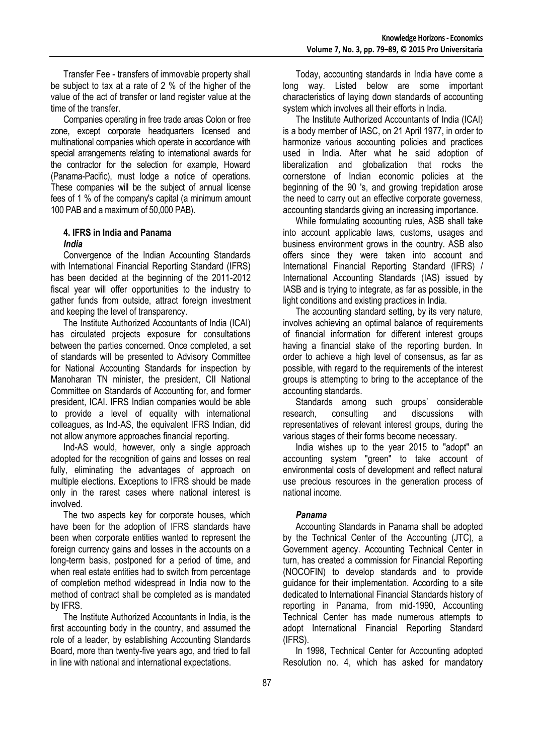Transfer Fee - transfers of immovable property shall be subject to tax at a rate of 2 % of the higher of the value of the act of transfer or land register value at the time of the transfer.

Companies operating in free trade areas Colon or free zone, except corporate headquarters licensed and multinational companies which operate in accordance with special arrangements relating to international awards for the contractor for the selection for example, Howard (Panama-Pacific), must lodge a notice of operations. These companies will be the subject of annual license fees of 1 % of the company's capital (a minimum amount 100 PAB and a maximum of 50,000 PAB).

## 4. IFRS in India and Panama

### *India*

Convergence of the Indian Accounting Standards with International Financial Reporting Standard (IFRS) has been decided at the beginning of the 2011-2012 fiscal year will offer opportunities to the industry to gather funds from outside, attract foreign investment and keeping the level of transparency.

The Institute Authorized Accountants of India (ICAI) has circulated projects exposure for consultations between the parties concerned. Once completed, a set of standards will be presented to Advisory Committee for National Accounting Standards for inspection by Manoharan TN minister, the president, CII National Committee on Standards of Accounting for, and former president, ICAI. IFRS Indian companies would be able to provide a level of equality with international colleagues, as Ind-AS, the equivalent IFRS Indian, did not allow anymore approaches financial reporting.

Ind-AS would, however, only a single approach adopted for the recognition of gains and losses on real fully, eliminating the advantages of approach on multiple elections. Exceptions to IFRS should be made only in the rarest cases where national interest is involved.

The two aspects key for corporate houses, which have been for the adoption of IFRS standards have been when corporate entities wanted to represent the foreign currency gains and losses in the accounts on a long-term basis, postponed for a period of time, and when real estate entities had to switch from percentage of completion method widespread in India now to the method of contract shall be completed as is mandated by IFRS.

The Institute Authorized Accountants in India, is the first accounting body in the country, and assumed the role of a leader, by establishing Accounting Standards Board, more than twenty-five years ago, and tried to fall in line with national and international expectations.

Today, accounting standards in India have come a long way. Listed below are some important characteristics of laying down standards of accounting system which involves all their efforts in India.

The Institute Authorized Accountants of India (ICAI) is a body member of IASC, on 21 April 1977, in order to harmonize various accounting policies and practices used in India. After what he said adoption of liberalization and globalization that rocks the cornerstone of Indian economic policies at the beginning of the 90 's, and growing trepidation arose the need to carry out an effective corporate governess, accounting standards giving an increasing importance.

While formulating accounting rules, ASB shall take into account applicable laws, customs, usages and business environment grows in the country. ASB also offers since they were taken into account and International Financial Reporting Standard (IFRS) / International Accounting Standards (IAS) issued by IASB and is trying to integrate, as far as possible, in the light conditions and existing practices in India.

The accounting standard setting, by its very nature, involves achieving an optimal balance of requirements of financial information for different interest groups having a financial stake of the reporting burden. In order to achieve a high level of consensus, as far as possible, with regard to the requirements of the interest groups is attempting to bring to the acceptance of the accounting standards.

Standards among such groups' considerable research, consulting and discussions with representatives of relevant interest groups, during the various stages of their forms become necessary.

India wishes up to the year 2015 to "adopt" an accounting system "green" to take account of environmental costs of development and reflect natural use precious resources in the generation process of national income.

### *Panama*

Accounting Standards in Panama shall be adopted by the Technical Center of the Accounting (JTC), a Government agency. Accounting Technical Center in turn, has created a commission for Financial Reporting (NOCOFIN) to develop standards and to provide guidance for their implementation. According to a site dedicated to International Financial Standards history of reporting in Panama, from mid-1990, Accounting Technical Center has made numerous attempts to adopt International Financial Reporting Standard (IFRS).

In 1998, Technical Center for Accounting adopted Resolution no. 4, which has asked for mandatory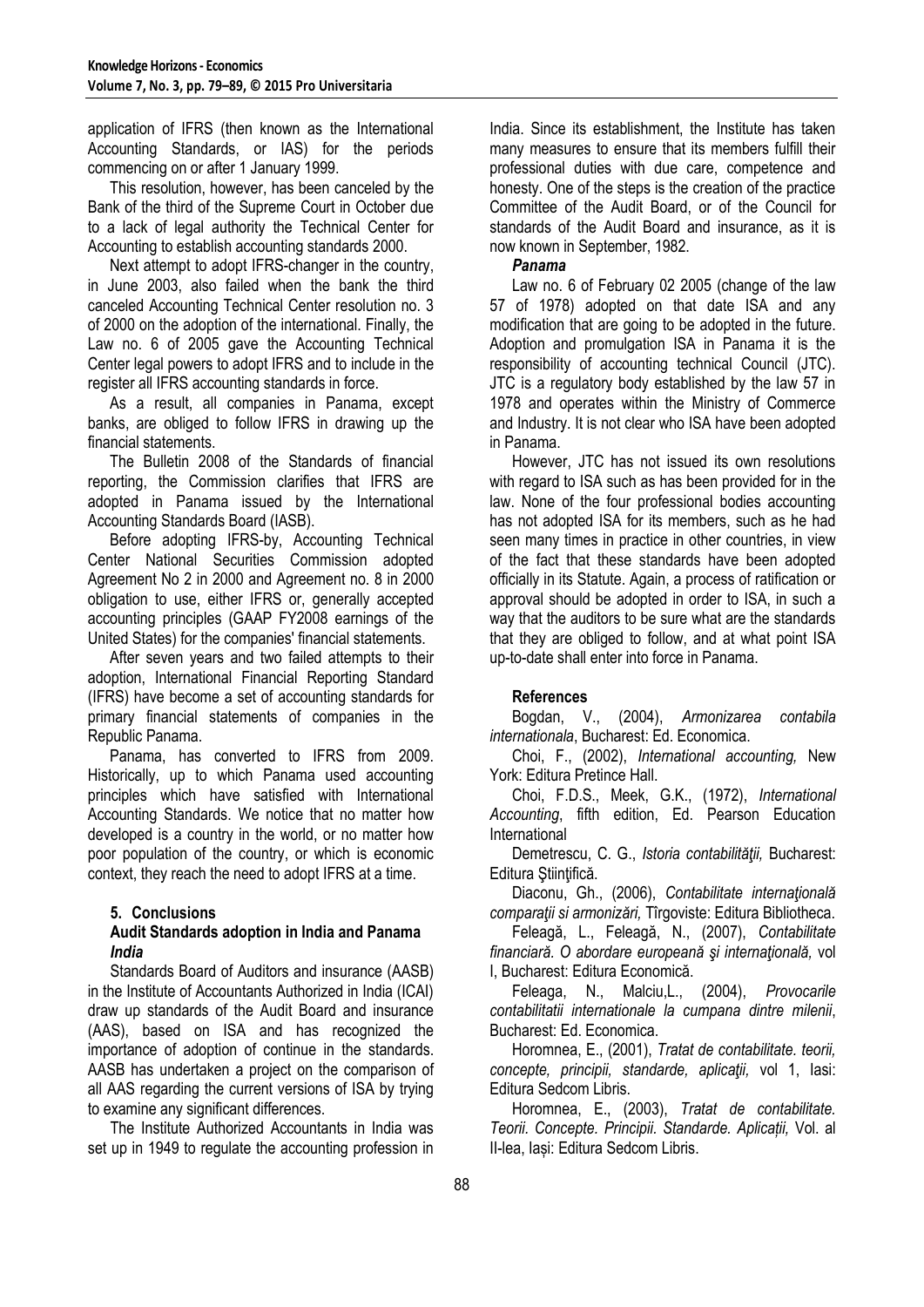application of IFRS (then known as the International Accounting Standards, or IAS) for the periods commencing on or after 1 January 1999.

This resolution, however, has been canceled by the Bank of the third of the Supreme Court in October due to a lack of legal authority the Technical Center for Accounting to establish accounting standards 2000.

Next attempt to adopt IFRS-changer in the country, in June 2003, also failed when the bank the third canceled Accounting Technical Center resolution no. 3 of 2000 on the adoption of the international. Finally, the Law no. 6 of 2005 gave the Accounting Technical Center legal powers to adopt IFRS and to include in the register all IFRS accounting standards in force.

As a result, all companies in Panama, except banks, are obliged to follow IFRS in drawing up the financial statements.

The Bulletin 2008 of the Standards of financial reporting, the Commission clarifies that IFRS are adopted in Panama issued by the International Accounting Standards Board (IASB).

Before adopting IFRS-by, Accounting Technical Center National Securities Commission adopted Agreement No 2 in 2000 and Agreement no. 8 in 2000 obligation to use, either IFRS or, generally accepted accounting principles (GAAP FY2008 earnings of the United States) for the companies' financial statements.

After seven years and two failed attempts to their adoption, International Financial Reporting Standard (IFRS) have become a set of accounting standards for primary financial statements of companies in the Republic Panama.

Panama, has converted to IFRS from 2009. Historically, up to which Panama used accounting principles which have satisfied with International Accounting Standards. We notice that no matter how developed is a country in the world, or no matter how poor population of the country, or which is economic context, they reach the need to adopt IFRS at a time.

## 5. Conclusions

### Audit Standards adoption in India and Panama

***India***

Standards Board of Auditors and insurance (AASB) in the Institute of Accountants Authorized in India (ICAI) draw up standards of the Audit Board and insurance (AAS), based on ISA and has recognized the importance of adoption of continue in the standards. AASB has undertaken a project on the comparison of all AAS regarding the current versions of ISA by trying to examine any significant differences.

The Institute Authorized Accountants in India was set up in 1949 to regulate the accounting profession in India. Since its establishment, the Institute has taken many measures to ensure that its members fulfill their professional duties with due care, competence and honesty. One of the steps is the creation of the practice Committee of the Audit Board, or of the Council for standards of the Audit Board and insurance, as it is now known in September, 1982.

***Panama***

Law no. 6 of February 02 2005 (change of the law 57 of 1978) adopted on that date ISA and any modification that are going to be adopted in the future. Adoption and promulgation ISA in Panama it is the responsibility of accounting technical Council (JTC). JTC is a regulatory body established by the law 57 in 1978 and operates within the Ministry of Commerce and Industry. It is not clear who ISA have been adopted in Panama.

However, JTC has not issued its own resolutions with regard to ISA such as has been provided for in the law. None of the four professional bodies accounting has not adopted ISA for its members, such as he had seen many times in practice in other countries, in view of the fact that these standards have been adopted officially in its Statute. Again, a process of ratification or approval should be adopted in order to ISA, in such a way that the auditors to be sure what are the standards that they are obliged to follow, and at what point ISA up-to-date shall enter into force in Panama.

### References

Bogdan, V., (2004), *Armonizarea contabila internationala*, Bucharest: Ed. Economica.

Choi, F., (2002), *International accounting,* New York: Editura Pretince Hall.

Choi, F.D.S., Meek, G.K., (1972), *International Accounting*, fifth edition, Ed. Pearson Education International

Demetrescu, C. G., *Istoria contabilităţii,* Bucharest: Editura Ştiinţifică.

Diaconu, Gh., (2006), *Contabilitate internaţională comparaţii si armonizări,* Tîrgoviste: Editura Bibliotheca.

Feleagă, L., Feleagă, N., (2007), *Contabilitate financiară. O abordare europeană şi internaţională,* vol I, Bucharest: Editura Economică.

Feleaga, N., Malciu,L., (2004), *Provocarile contabilitatii internationale la cumpana dintre milenii*, Bucharest: Ed. Economica.

Horomnea, E., (2001), *Tratat de contabilitate. teorii, concepte, principii, standarde, aplicaţii,* vol 1, Iasi: Editura Sedcom Libris.

Horomnea, E., (2003), *Tratat de contabilitate. Teorii. Concepte. Principii. Standarde. Aplicații,* Vol. al II-lea, Iași: Editura Sedcom Libris.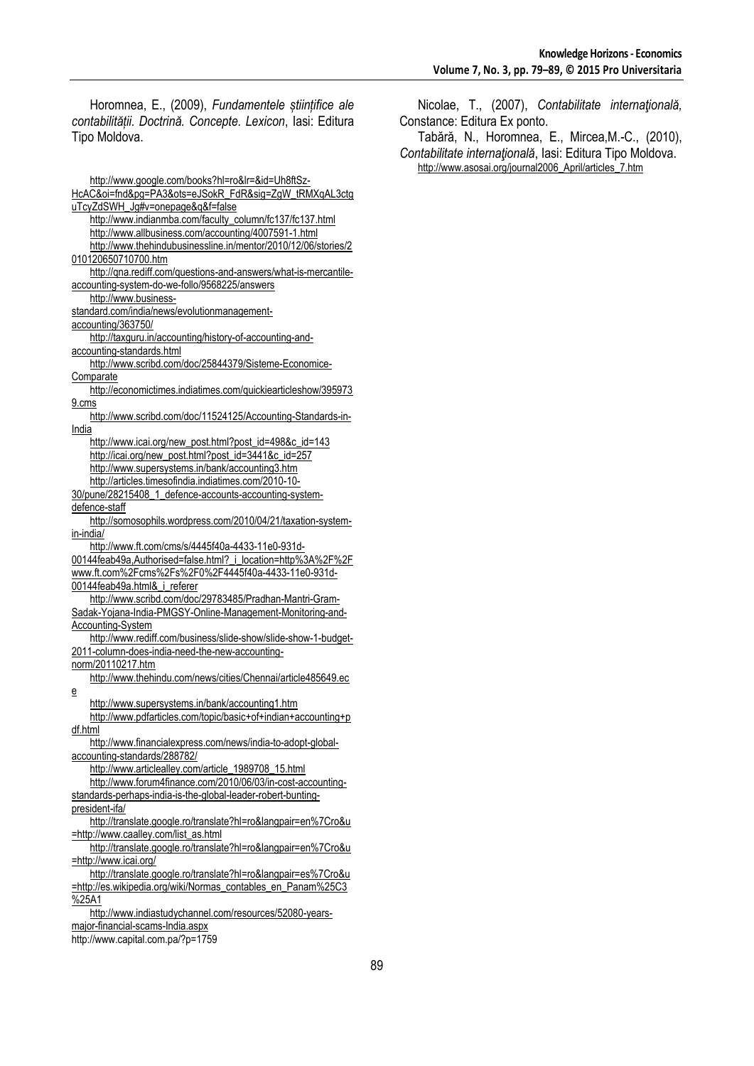Horomnea, E., (2009), *Fundamentele științifice ale contabilității. Doctrină. Concepte. Lexicon*, Iasi: Editura Tipo Moldova.

http://www.google.com/books?hl=ro&lr=&id=Uh8ftSz-HcAC&oi=fnd&pg=PA3&ots=eJSokR_FdR&sig=ZgW_tRMXqAL3ctguTcyZdSWH_Jg#v=onepage&q&f=false

http://www.indianmba.com/faculty_column/fc137/fc137.html

http://www.allbusiness.com/accounting/4007591-1.html

http://www.thehindubusinessline.in/mentor/2010/12/06/stories/2010120650710700.htm

http://qna.rediff.com/questions-and-answers/what-is-mercantile-accounting-system-do-we-follo/9568225/answers

http://www.business-standard.com/india/news/evolutionmanagement-accounting/363750/

http://taxguru.in/accounting/history-of-accounting-and-accounting-standards.html

http://www.scribd.com/doc/25844379/Sisteme-Economice-Comparate

http://economictimes.indiatimes.com/quickiearticleshow/3959739.cms

http://www.scribd.com/doc/11524125/Accounting-Standards-in-India

http://www.icai.org/new_post.html?post_id=498&c_id=143

http://icai.org/new_post.html?post_id=3441&c_id=257

http://www.supersystems.in/bank/accounting3.htm

http://articles.timesofindia.indiatimes.com/2010-10-30/pune/28215408_1_defence-accounts-accounting-system-defence-staff

http://somosophils.wordpress.com/2010/04/21/taxation-system-in-india/

http://www.ft.com/cms/s/4445f40a-4433-11e0-931d-00144feab49a,Authorised=false.html?_i_location=http%3A%2F%2Fwww.ft.com%2Fcms%2Fs%2F0%2F4445f40a-4433-11e0-931d-00144feab49a.html&_i_referer

http://www.scribd.com/doc/29783485/Pradhan-Mantri-Gram-Sadak-Yojana-India-PMGSY-Online-Management-Monitoring-and-Accounting-System

http://www.rediff.com/business/slide-show/slide-show-1-budget-2011-column-does-india-need-the-new-accounting-norm/20110217.htm

http://www.thehindu.com/news/cities/Chennai/article485649.ece

http://www.supersystems.in/bank/accounting1.htm

http://www.pdfarticles.com/topic/basic+of+indian+accounting+pdf.html

http://www.financialexpress.com/news/india-to-adopt-global-accounting-standards/288782/

http://www.articlealley.com/article_1989708_15.html

http://www.forum4finance.com/2010/06/03/in-cost-accounting-standards-perhaps-india-is-the-global-leader-robert-bunting-president-ifa/

http://translate.google.ro/translate?hl=ro&langpair=en%7Cro&u=http://www.caalley.com/list_as.html

http://translate.google.ro/translate?hl=ro&langpair=en%7Cro&u=http://www.icai.org/

http://translate.google.ro/translate?hl=ro&langpair=es%7Cro&u=http://es.wikipedia.org/wiki/Normas_contables_en_Panam%25C3%25A1

http://www.indiastudychannel.com/resources/52080-years-major-financial-scams-India.aspx

http://www.capital.com.pa/?p=1759

Nicolae, T., (2007), *Contabilitate internaţională,* Constance: Editura Ex ponto.

Tabără, N., Horomnea, E., Mircea,M.-C., (2010), *Contabilitate internaţională*, Iasi: Editura Tipo Moldova.

http://www.asosai.org/journal2006_April/articles_7.htm